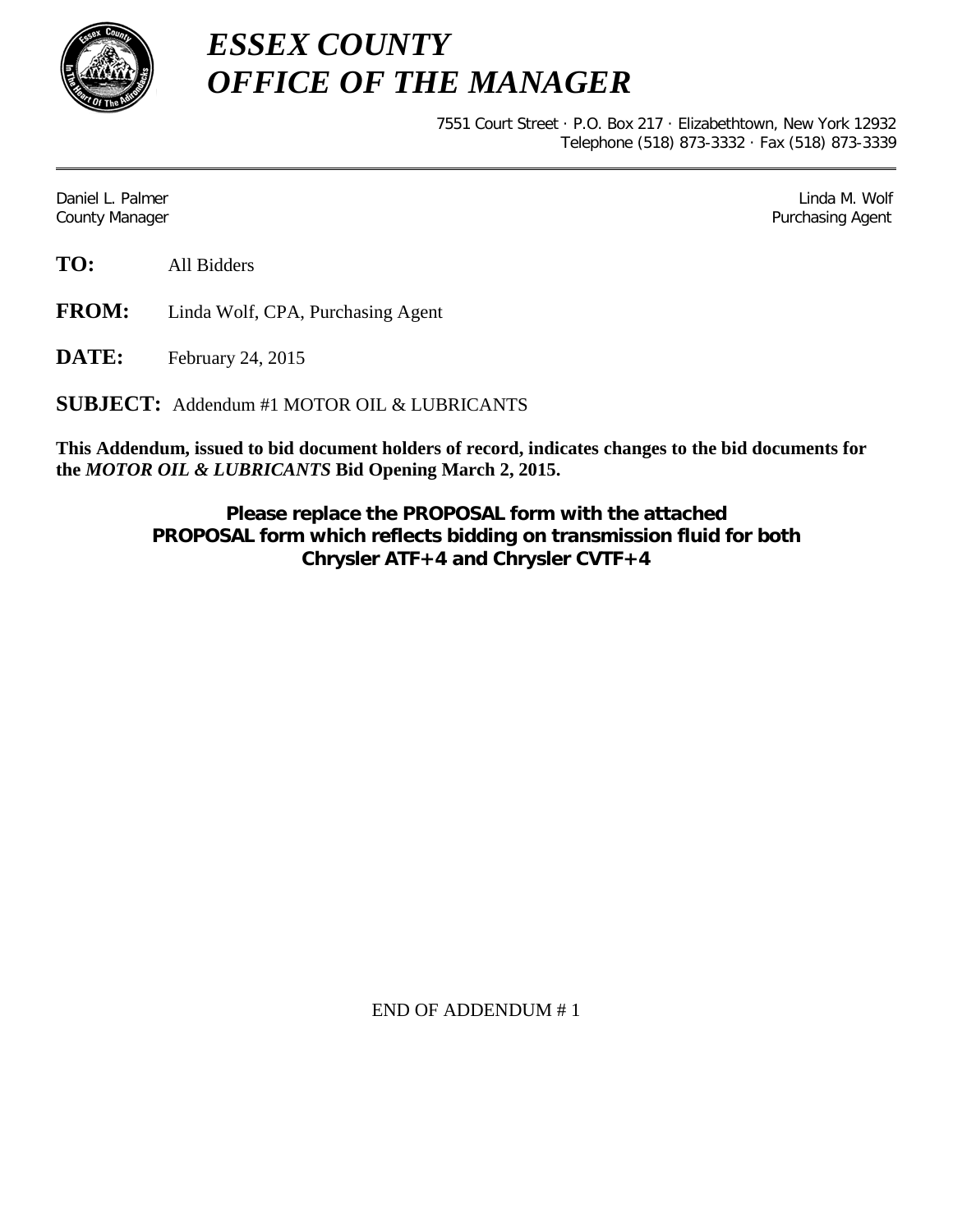# *ESSEX COUNTY*
# *OFFICE OF THE MANAGER*

7551 Court Street · P.O. Box 217 · Elizabethtown, New York 12932
Telephone (518) 873-3332 · Fax (518) 873-3339

Daniel L. Palmer
County Manager

Linda M. Wolf
Purchasing Agent

**TO:** All Bidders

**FROM:** Linda Wolf, CPA, Purchasing Agent

**DATE:** February 24, 2015

**SUBJECT:** Addendum #1 MOTOR OIL & LUBRICANTS

**This Addendum, issued to bid document holders of record, indicates changes to the bid documents for the *MOTOR OIL & LUBRICANTS* Bid Opening March 2, 2015.**

**Please replace the PROPOSAL form with the attached PROPOSAL form which reflects bidding on transmission fluid for both Chrysler ATF+4 and Chrysler CVTF+4**

END OF ADDENDUM # 1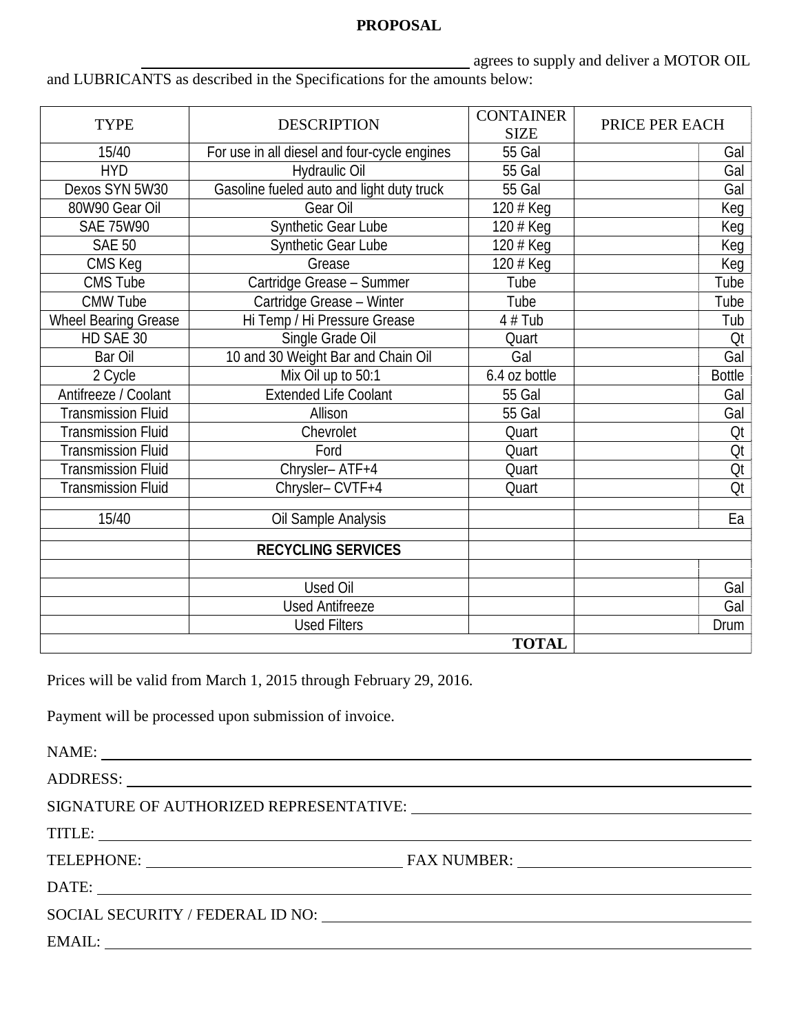**PROPOSAL**

\_\_\_\_\_\_\_\_\_\_\_\_\_\_\_\_\_\_\_\_\_\_\_\_\_\_\_\_\_\_\_\_\_\_\_\_\_\_\_\_ agrees to supply and deliver a MOTOR OIL and LUBRICANTS as described in the Specifications for the amounts below:

| TYPE | DESCRIPTION | CONTAINER SIZE | PRICE PER EACH | |
|---|---|---|---|---|
| 15/40 | For use in all diesel and four-cycle engines | 55 Gal | | Gal |
| HYD | Hydraulic Oil | 55 Gal | | Gal |
| Dexos SYN 5W30 | Gasoline fueled auto and light duty truck | 55 Gal | | Gal |
| 80W90 Gear Oil | Gear Oil | 120 # Keg | | Keg |
| SAE 75W90 | Synthetic Gear Lube | 120 # Keg | | Keg |
| SAE 50 | Synthetic Gear Lube | 120 # Keg | | Keg |
| CMS Keg | Grease | 120 # Keg | | Keg |
| CMS Tube | Cartridge Grease – Summer | Tube | | Tube |
| CMW Tube | Cartridge Grease – Winter | Tube | | Tube |
| Wheel Bearing Grease | Hi Temp / Hi Pressure Grease | 4 # Tub | | Tub |
| HD SAE 30 | Single Grade Oil | Quart | | Qt |
| Bar Oil | 10 and 30 Weight Bar and Chain Oil | Gal | | Gal |
| 2 Cycle | Mix Oil up to 50:1 | 6.4 oz bottle | | Bottle |
| Antifreeze / Coolant | Extended Life Coolant | 55 Gal | | Gal |
| Transmission Fluid | Allison | 55 Gal | | Gal |
| Transmission Fluid | Chevrolet | Quart | | Qt |
| Transmission Fluid | Ford | Quart | | Qt |
| Transmission Fluid | Chrysler– ATF+4 | Quart | | Qt |
| Transmission Fluid | Chrysler– CVTF+4 | Quart | | Qt |
| | | | | |
| 15/40 | Oil Sample Analysis | | | Ea |
| | | | | |
| | **RECYCLING SERVICES** | | | |
| | | | | |
| | Used Oil | | | Gal |
| | Used Antifreeze | | | Gal |
| | Used Filters | | | Drum |
| | | **TOTAL** | | |

Prices will be valid from March 1, 2015 through February 29, 2016.

Payment will be processed upon submission of invoice.

NAME: \_\_\_\_\_\_\_\_\_\_\_\_\_\_\_\_\_\_\_\_\_\_\_\_\_\_\_\_\_\_\_\_\_\_\_\_\_\_\_\_

ADDRESS: \_\_\_\_\_\_\_\_\_\_\_\_\_\_\_\_\_\_\_\_\_\_\_\_\_\_\_\_\_\_\_\_\_\_\_\_\_\_\_\_

SIGNATURE OF AUTHORIZED REPRESENTATIVE: \_\_\_\_\_\_\_\_\_\_\_\_\_\_\_\_\_\_\_\_\_\_\_\_

TITLE: \_\_\_\_\_\_\_\_\_\_\_\_\_\_\_\_\_\_\_\_\_\_\_\_\_\_\_\_\_\_\_\_\_\_\_\_\_\_\_\_

TELEPHONE: \_\_\_\_\_\_\_\_\_\_\_\_\_\_\_\_\_\_\_\_ FAX NUMBER: \_\_\_\_\_\_\_\_\_\_\_\_\_\_\_\_\_\_\_\_

DATE: \_\_\_\_\_\_\_\_\_\_\_\_\_\_\_\_\_\_\_\_\_\_\_\_\_\_\_\_\_\_\_\_\_\_\_\_\_\_\_\_

SOCIAL SECURITY / FEDERAL ID NO: \_\_\_\_\_\_\_\_\_\_\_\_\_\_\_\_\_\_\_\_\_\_\_\_\_\_\_\_

EMAIL: \_\_\_\_\_\_\_\_\_\_\_\_\_\_\_\_\_\_\_\_\_\_\_\_\_\_\_\_\_\_\_\_\_\_\_\_\_\_\_\_